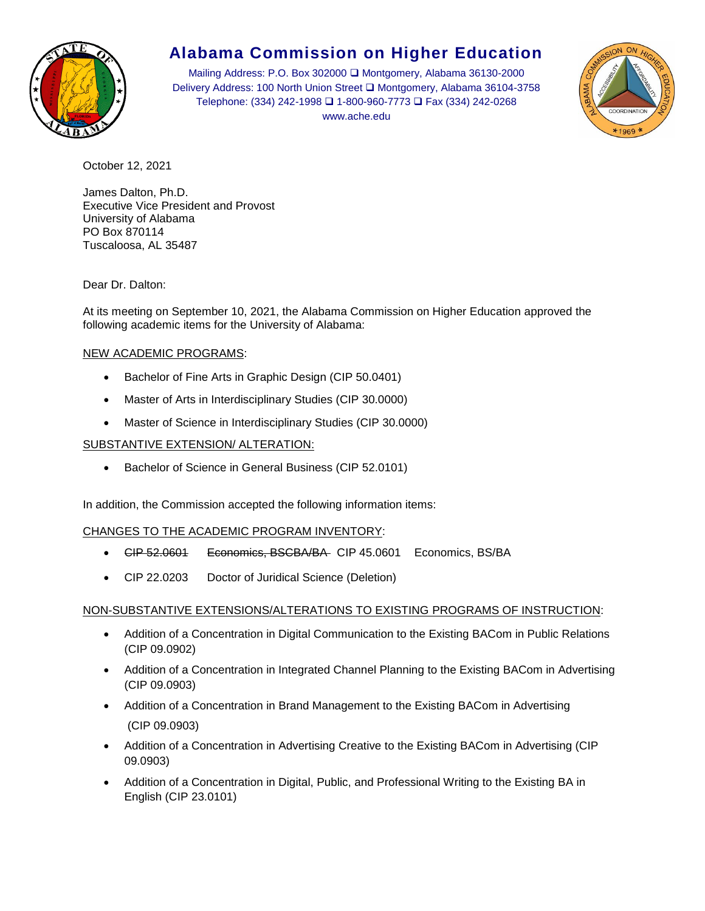# Alabama Commission on Higher Education

Mailing Address: P.O. Box 302000 ❑ Montgomery, Alabama 36130-2000
Delivery Address: 100 North Union Street ❑ Montgomery, Alabama 36104-3758
Telephone: (334) 242-1998 ❑ 1-800-960-7773 ❑ Fax (334) 242-0268
www.ache.edu

October 12, 2021

James Dalton, Ph.D.
Executive Vice President and Provost
University of Alabama
PO Box 870114
Tuscaloosa, AL 35487

Dear Dr. Dalton:

At its meeting on September 10, 2021, the Alabama Commission on Higher Education approved the following academic items for the University of Alabama:

NEW ACADEMIC PROGRAMS:

- Bachelor of Fine Arts in Graphic Design (CIP 50.0401)
- Master of Arts in Interdisciplinary Studies (CIP 30.0000)
- Master of Science in Interdisciplinary Studies (CIP 30.0000)

SUBSTANTIVE EXTENSION/ ALTERATION:

- Bachelor of Science in General Business (CIP 52.0101)

In addition, the Commission accepted the following information items:

CHANGES TO THE ACADEMIC PROGRAM INVENTORY:

- ~~CIP 52.0601 Economics, BSCBA/BA~~ CIP 45.0601 Economics, BS/BA
- CIP 22.0203 Doctor of Juridical Science (Deletion)

NON-SUBSTANTIVE EXTENSIONS/ALTERATIONS TO EXISTING PROGRAMS OF INSTRUCTION:

- Addition of a Concentration in Digital Communication to the Existing BACom in Public Relations (CIP 09.0902)
- Addition of a Concentration in Integrated Channel Planning to the Existing BACom in Advertising (CIP 09.0903)
- Addition of a Concentration in Brand Management to the Existing BACom in Advertising (CIP 09.0903)
- Addition of a Concentration in Advertising Creative to the Existing BACom in Advertising (CIP 09.0903)
- Addition of a Concentration in Digital, Public, and Professional Writing to the Existing BA in English (CIP 23.0101)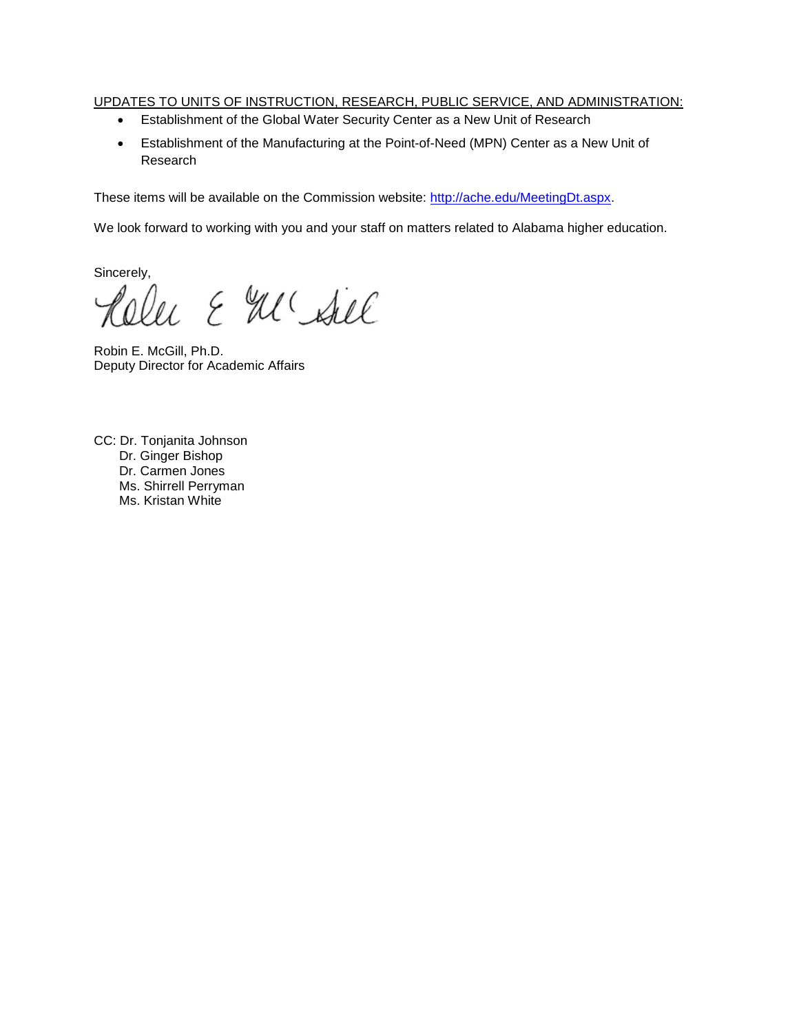<u>UPDATES TO UNITS OF INSTRUCTION, RESEARCH, PUBLIC SERVICE, AND ADMINISTRATION:</u>

- Establishment of the Global Water Security Center as a New Unit of Research
- Establishment of the Manufacturing at the Point-of-Need (MPN) Center as a New Unit of Research

These items will be available on the Commission website: [http://ache.edu/MeetingDt.aspx](http://ache.edu/MeetingDt.aspx).

We look forward to working with you and your staff on matters related to Alabama higher education.

Sincerely,

Robin E. McGill, Ph.D.
Deputy Director for Academic Affairs

CC: Dr. Tonjanita Johnson
Dr. Ginger Bishop
Dr. Carmen Jones
Ms. Shirrell Perryman
Ms. Kristan White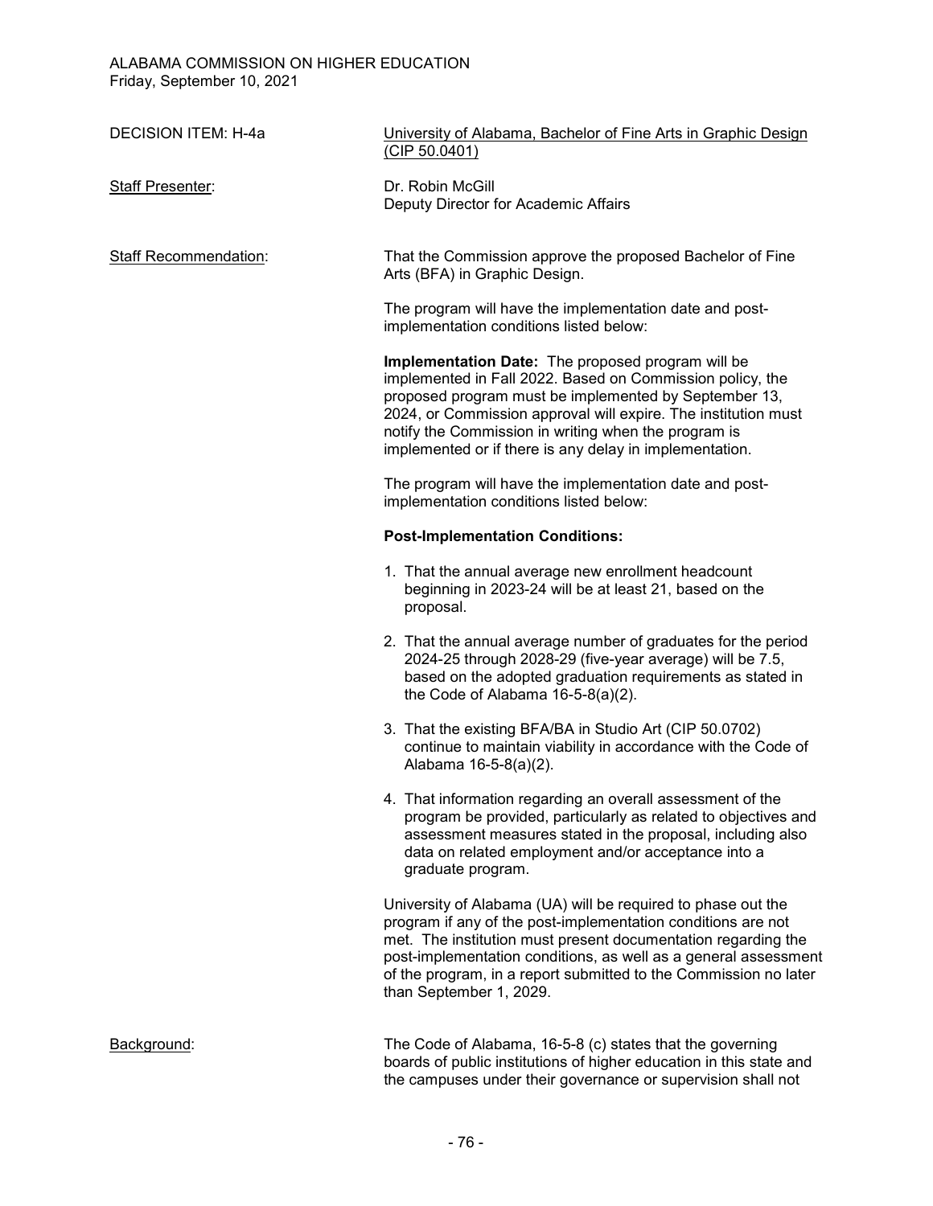ALABAMA COMMISSION ON HIGHER EDUCATION
Friday, September 10, 2021

DECISION ITEM: H-4a — University of Alabama, Bachelor of Fine Arts in Graphic Design (CIP 50.0401)

Staff Presenter: Dr. Robin McGill
Deputy Director for Academic Affairs

Staff Recommendation: That the Commission approve the proposed Bachelor of Fine Arts (BFA) in Graphic Design.

The program will have the implementation date and post-implementation conditions listed below:

**Implementation Date:** The proposed program will be implemented in Fall 2022. Based on Commission policy, the proposed program must be implemented by September 13, 2024, or Commission approval will expire. The institution must notify the Commission in writing when the program is implemented or if there is any delay in implementation.

The program will have the implementation date and post-implementation conditions listed below:

**Post-Implementation Conditions:**

1. That the annual average new enrollment headcount beginning in 2023-24 will be at least 21, based on the proposal.
2. That the annual average number of graduates for the period 2024-25 through 2028-29 (five-year average) will be 7.5, based on the adopted graduation requirements as stated in the Code of Alabama 16-5-8(a)(2).
3. That the existing BFA/BA in Studio Art (CIP 50.0702) continue to maintain viability in accordance with the Code of Alabama 16-5-8(a)(2).
4. That information regarding an overall assessment of the program be provided, particularly as related to objectives and assessment measures stated in the proposal, including also data on related employment and/or acceptance into a graduate program.

University of Alabama (UA) will be required to phase out the program if any of the post-implementation conditions are not met. The institution must present documentation regarding the post-implementation conditions, as well as a general assessment of the program, in a report submitted to the Commission no later than September 1, 2029.

Background: The Code of Alabama, 16-5-8 (c) states that the governing boards of public institutions of higher education in this state and the campuses under their governance or supervision shall not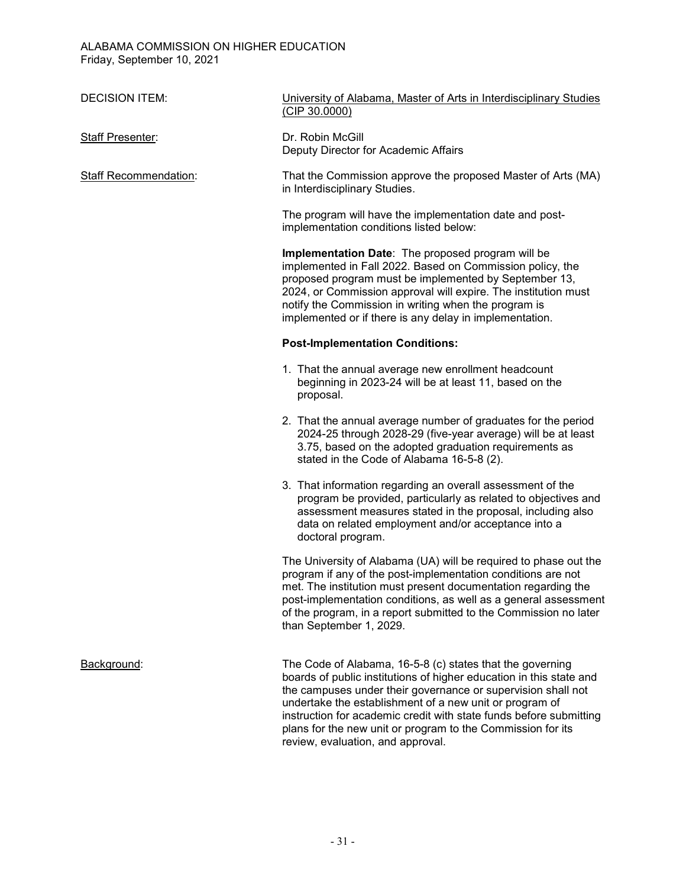ALABAMA COMMISSION ON HIGHER EDUCATION
Friday, September 10, 2021

**DECISION ITEM:** University of Alabama, Master of Arts in Interdisciplinary Studies (CIP 30.0000)

**Staff Presenter:** Dr. Robin McGill
Deputy Director for Academic Affairs

**Staff Recommendation:** That the Commission approve the proposed Master of Arts (MA) in Interdisciplinary Studies.

The program will have the implementation date and post-implementation conditions listed below:

**Implementation Date**: The proposed program will be implemented in Fall 2022. Based on Commission policy, the proposed program must be implemented by September 13, 2024, or Commission approval will expire. The institution must notify the Commission in writing when the program is implemented or if there is any delay in implementation.

**Post-Implementation Conditions:**

1. That the annual average new enrollment headcount beginning in 2023-24 will be at least 11, based on the proposal.
2. That the annual average number of graduates for the period 2024-25 through 2028-29 (five-year average) will be at least 3.75, based on the adopted graduation requirements as stated in the Code of Alabama 16-5-8 (2).
3. That information regarding an overall assessment of the program be provided, particularly as related to objectives and assessment measures stated in the proposal, including also data on related employment and/or acceptance into a doctoral program.

The University of Alabama (UA) will be required to phase out the program if any of the post-implementation conditions are not met. The institution must present documentation regarding the post-implementation conditions, as well as a general assessment of the program, in a report submitted to the Commission no later than September 1, 2029.

**Background:** The Code of Alabama, 16-5-8 (c) states that the governing boards of public institutions of higher education in this state and the campuses under their governance or supervision shall not undertake the establishment of a new unit or program of instruction for academic credit with state funds before submitting plans for the new unit or program to the Commission for its review, evaluation, and approval.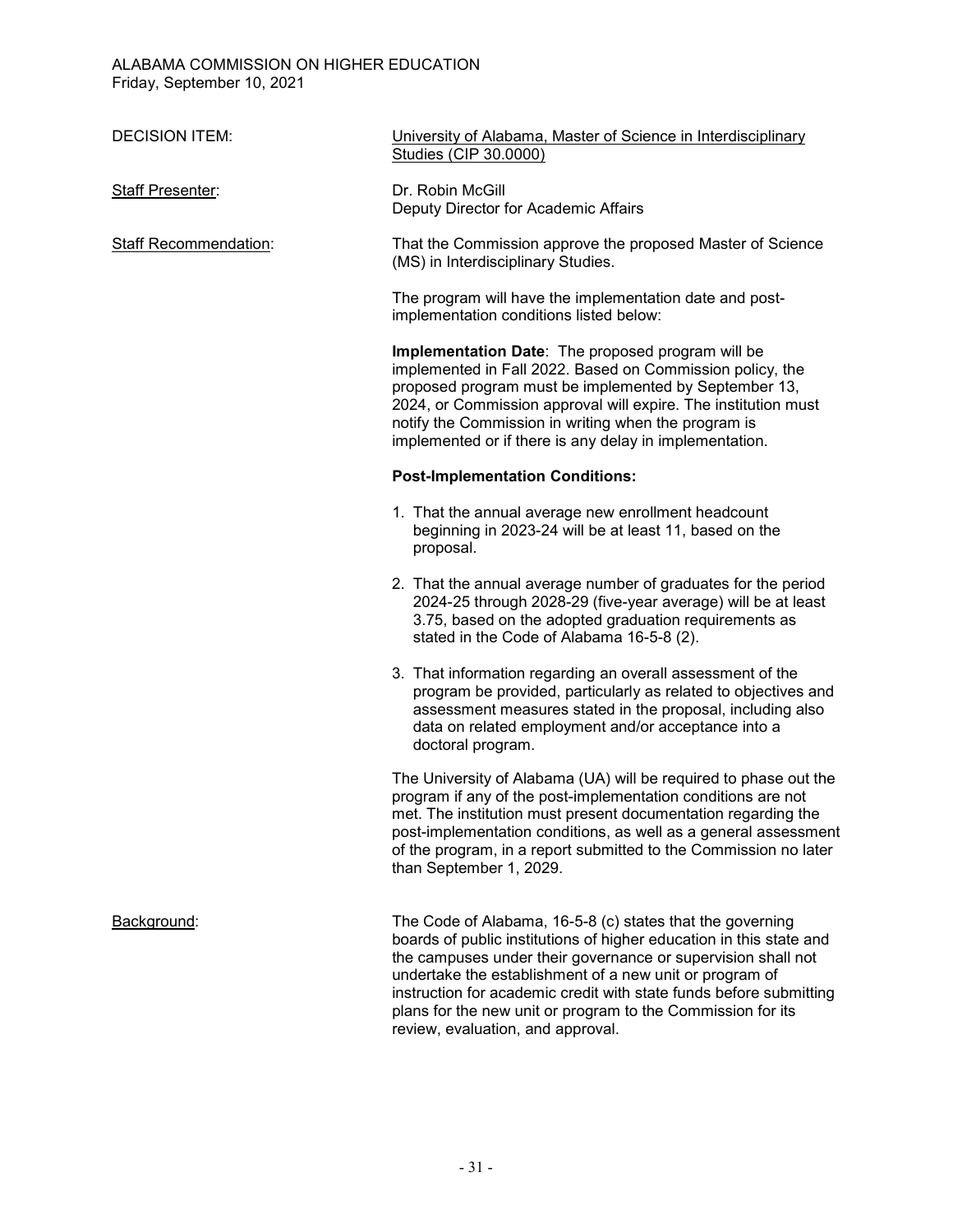ALABAMA COMMISSION ON HIGHER EDUCATION
Friday, September 10, 2021

DECISION ITEM: University of Alabama, Master of Science in Interdisciplinary Studies (CIP 30.0000)

Staff Presenter: Dr. Robin McGill
Deputy Director for Academic Affairs

Staff Recommendation: That the Commission approve the proposed Master of Science (MS) in Interdisciplinary Studies.

The program will have the implementation date and post-implementation conditions listed below:

**Implementation Date**: The proposed program will be implemented in Fall 2022. Based on Commission policy, the proposed program must be implemented by September 13, 2024, or Commission approval will expire. The institution must notify the Commission in writing when the program is implemented or if there is any delay in implementation.

**Post-Implementation Conditions:**

1. That the annual average new enrollment headcount beginning in 2023-24 will be at least 11, based on the proposal.
2. That the annual average number of graduates for the period 2024-25 through 2028-29 (five-year average) will be at least 3.75, based on the adopted graduation requirements as stated in the Code of Alabama 16-5-8 (2).
3. That information regarding an overall assessment of the program be provided, particularly as related to objectives and assessment measures stated in the proposal, including also data on related employment and/or acceptance into a doctoral program.

The University of Alabama (UA) will be required to phase out the program if any of the post-implementation conditions are not met. The institution must present documentation regarding the post-implementation conditions, as well as a general assessment of the program, in a report submitted to the Commission no later than September 1, 2029.

Background: The Code of Alabama, 16-5-8 (c) states that the governing boards of public institutions of higher education in this state and the campuses under their governance or supervision shall not undertake the establishment of a new unit or program of instruction for academic credit with state funds before submitting plans for the new unit or program to the Commission for its review, evaluation, and approval.